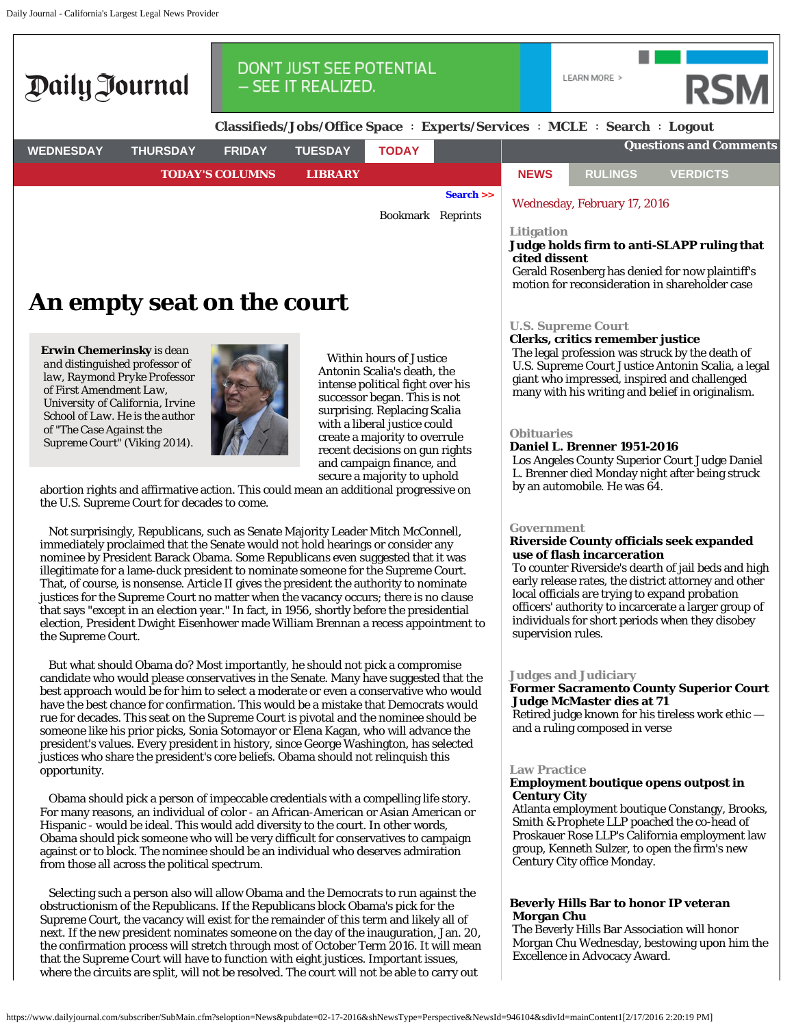# An empty seat on the court

**Erwin Chemerinsky** is dean and distinguished professor of law, Raymond Pryke Professor of First Amendment Law, University of California, Irvine School of Law. He is the author of "The Case Against the Supreme Court" (Viking 2014).

Within hours of Justice Antonin Scalia's death, the intense political fight over his successor began. This is not surprising. Replacing Scalia with a liberal justice could create a majority to overrule recent decisions on gun rights and campaign finance, and secure a majority to uphold abortion rights and affirmative action. This could mean an additional progressive on the U.S. Supreme Court for decades to come.

Not surprisingly, Republicans, such as Senate Majority Leader Mitch McConnell, immediately proclaimed that the Senate would not hold hearings or consider any nominee by President Barack Obama. Some Republicans even suggested that it was illegitimate for a lame-duck president to nominate someone for the Supreme Court. That, of course, is nonsense. Article II gives the president the authority to nominate justices for the Supreme Court no matter when the vacancy occurs; there is no clause that says "except in an election year." In fact, in 1956, shortly before the presidential election, President Dwight Eisenhower made William Brennan a recess appointment to the Supreme Court.

But what should Obama do? Most importantly, he should not pick a compromise candidate who would please conservatives in the Senate. Many have suggested that the best approach would be for him to select a moderate or even a conservative who would have the best chance for confirmation. This would be a mistake that Democrats would rue for decades. This seat on the Supreme Court is pivotal and the nominee should be someone like his prior picks, Sonia Sotomayor or Elena Kagan, who will advance the president's values. Every president in history, since George Washington, has selected justices who share the president's core beliefs. Obama should not relinquish this opportunity.

Obama should pick a person of impeccable credentials with a compelling life story. For many reasons, an individual of color - an African-American or Asian American or Hispanic - would be ideal. This would add diversity to the court. In other words, Obama should pick someone who will be very difficult for conservatives to campaign against or to block. The nominee should be an individual who deserves admiration from those all across the political spectrum.

Selecting such a person also will allow Obama and the Democrats to run against the obstructionism of the Republicans. If the Republicans block Obama's pick for the Supreme Court, the vacancy will exist for the remainder of this term and likely all of next. If the new president nominates someone on the day of the inauguration, Jan. 20, the confirmation process will stretch through most of October Term 2016. It will mean that the Supreme Court will have to function with eight justices. Important issues, where the circuits are split, will not be resolved. The court will not be able to carry out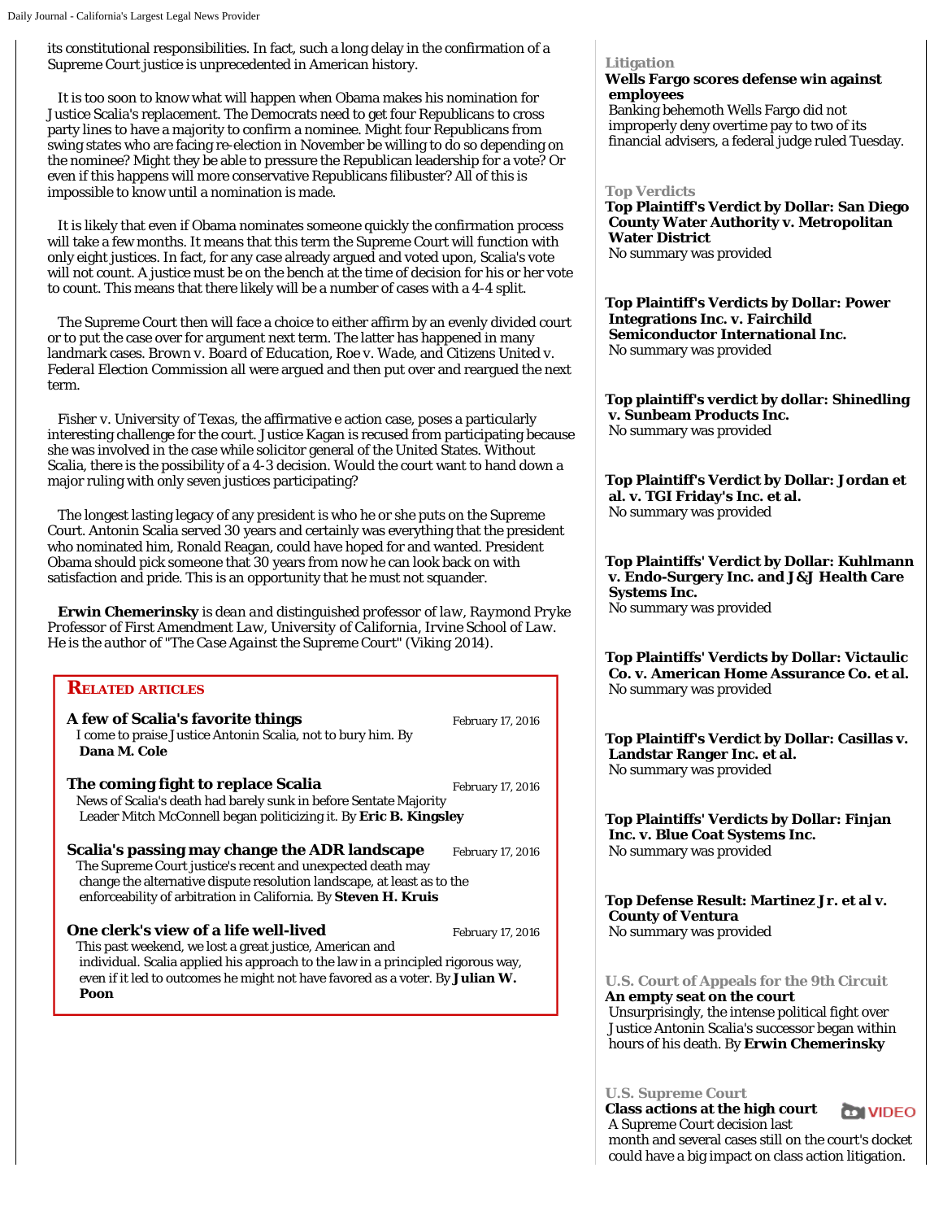its constitutional responsibilities. In fact, such a long delay in the confirmation of a Supreme Court justice is unprecedented in American history.

It is too soon to know what will happen when Obama makes his nomination for Justice Scalia's replacement. The Democrats need to get four Republicans to cross party lines to have a majority to confirm a nominee. Might four Republicans from swing states who are facing re-election in November be willing to do so depending on the nominee? Might they be able to pressure the Republican leadership for a vote? Or even if this happens will more conservative Republicans filibuster? All of this is impossible to know until a nomination is made.

It is likely that even if Obama nominates someone quickly the confirmation process will take a few months. It means that this term the Supreme Court will function with only eight justices. In fact, for any case already argued and voted upon, Scalia's vote will not count. A justice must be on the bench at the time of decision for his or her vote to count. This means that there likely will be a number of cases with a 4-4 split.

The Supreme Court then will face a choice to either affirm by an evenly divided court or to put the case over for argument next term. The latter has happened in many landmark cases. *Brown v. Board of Education*, *Roe v. Wade*, and *Citizens United v. Federal Election Commission* all were argued and then put over and reargued the next term.

*Fisher v. University of Texas*, the affirmative e action case, poses a particularly interesting challenge for the court. Justice Kagan is recused from participating because she was involved in the case while solicitor general of the United States. Without Scalia, there is the possibility of a 4-3 decision. Would the court want to hand down a major ruling with only seven justices participating?

The longest lasting legacy of any president is who he or she puts on the Supreme Court. Antonin Scalia served 30 years and certainly was everything that the president who nominated him, Ronald Reagan, could have hoped for and wanted. President Obama should pick someone that 30 years from now he can look back on with satisfaction and pride. This is an opportunity that he must not squander.

***Erwin Chemerinsky** is dean and distinguished professor of law, Raymond Pryke Professor of First Amendment Law, University of California, Irvine School of Law. He is the author of "The Case Against the Supreme Court" (Viking 2014).*

## Related articles

**A few of Scalia's favorite things** — February 17, 2016
I come to praise Justice Antonin Scalia, not to bury him. By **Dana M. Cole**

**The coming fight to replace Scalia** — February 17, 2016
News of Scalia's death had barely sunk in before Sentate Majority Leader Mitch McConnell began politicizing it. By **Eric B. Kingsley**

**Scalia's passing may change the ADR landscape** — February 17, 2016
The Supreme Court justice's recent and unexpected death may change the alternative dispute resolution landscape, at least as to the enforceability of arbitration in California. By **Steven H. Kruis**

**One clerk's view of a life well-lived** — February 17, 2016
This past weekend, we lost a great justice, American and individual. Scalia applied his approach to the law in a principled rigorous way, even if it led to outcomes he might not have favored as a voter. By **Julian W. Poon**

---

Litigation

**Wells Fargo scores defense win against employees**
Banking behemoth Wells Fargo did not improperly deny overtime pay to two of its financial advisers, a federal judge ruled Tuesday.

Top Verdicts

**Top Plaintiff's Verdict by Dollar: San Diego County Water Authority v. Metropolitan Water District**
No summary was provided

**Top Plaintiff's Verdicts by Dollar: Power Integrations Inc. v. Fairchild Semiconductor International Inc.**
No summary was provided

**Top plaintiff's verdict by dollar: Shinedling v. Sunbeam Products Inc.**
No summary was provided

**Top Plaintiff's Verdict by Dollar: Jordan et al. v. TGI Friday's Inc. et al.**
No summary was provided

**Top Plaintiffs' Verdict by Dollar: Kuhlmann v. Endo-Surgery Inc. and J&J Health Care Systems Inc.**
No summary was provided

**Top Plaintiffs' Verdicts by Dollar: Victaulic Co. v. American Home Assurance Co. et al.**
No summary was provided

**Top Plaintiff's Verdict by Dollar: Casillas v. Landstar Ranger Inc. et al.**
No summary was provided

**Top Plaintiffs' Verdicts by Dollar: Finjan Inc. v. Blue Coat Systems Inc.**
No summary was provided

**Top Defense Result: Martinez Jr. et al v. County of Ventura**
No summary was provided

U.S. Court of Appeals for the 9th Circuit

**An empty seat on the court**
Unsurprisingly, the intense political fight over Justice Antonin Scalia's successor began within hours of his death. By **Erwin Chemerinsky**

U.S. Supreme Court

**Class actions at the high court** VIDEO
A Supreme Court decision last month and several cases still on the court's docket could have a big impact on class action litigation.